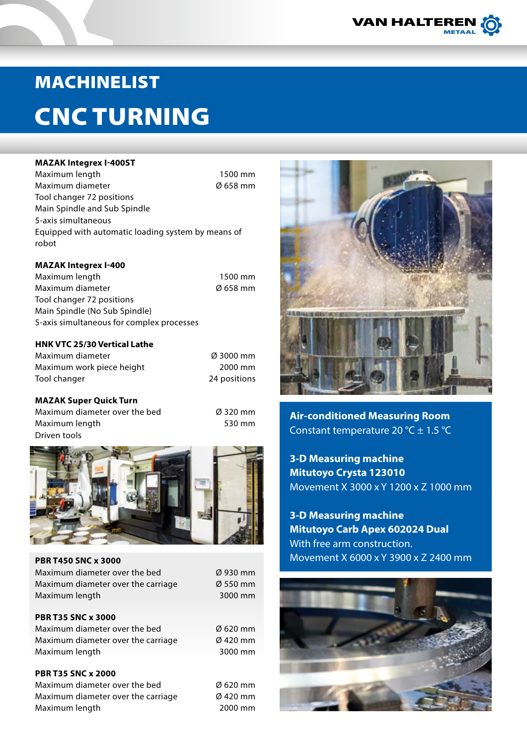# MACHINELIST

# CNC TURNING

### MAZAK Integrex I-400ST

| | |
|---|---|
| Maximum length | 1500 mm |
| Maximum diameter | Ø 658 mm |

Tool changer 72 positions
Main Spindle and Sub Spindle
5-axis simultaneous
Equipped with automatic loading system by means of robot

### MAZAK Integrex I-400

| | |
|---|---|
| Maximum length | 1500 mm |
| Maximum diameter | Ø 658 mm |

Tool changer 72 positions
Main Spindle (No Sub Spindle)
5-axis simultaneous for complex processes

### HNK VTC 25/30 Vertical Lathe

| | |
|---|---|
| Maximum diameter | Ø 3000 mm |
| Maximum work piece height | 2000 mm |
| Tool changer | 24 positions |

### MAZAK Super Quick Turn

| | |
|---|---|
| Maximum diameter over the bed | Ø 320 mm |
| Maximum length | 530 mm |

Driven tools

### PBR T450 SNC x 3000

| | |
|---|---|
| Maximum diameter over the bed | Ø 930 mm |
| Maximum diameter over the carriage | Ø 550 mm |
| Maximum length | 3000 mm |

### PBR T35 SNC x 3000

| | |
|---|---|
| Maximum diameter over the bed | Ø 620 mm |
| Maximum diameter over the carriage | Ø 420 mm |
| Maximum length | 3000 mm |

### PBR T35 SNC x 2000

| | |
|---|---|
| Maximum diameter over the bed | Ø 620 mm |
| Maximum diameter over the carriage | Ø 420 mm |
| Maximum length | 2000 mm |

### Air-conditioned Measuring Room

Constant temperature 20 °C ± 1.5 °C

### 3-D Measuring machine
### Mitutoyo Crysta 123010

Movement X 3000 x Y 1200 x Z 1000 mm

### 3-D Measuring machine
### Mitutoyo Carb Apex 602024 Dual

With free arm construction.
Movement X 6000 x Y 3900 x Z 2400 mm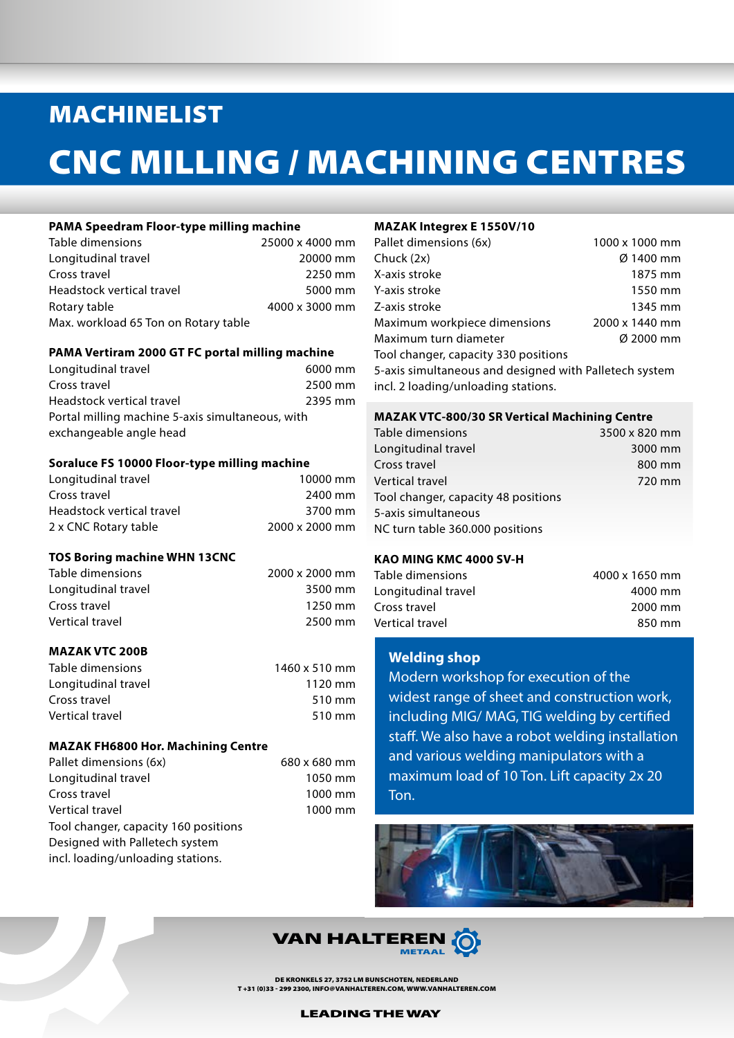# MACHINELIST

# CNC MILLING / MACHINING CENTRES

### PAMA Speedram Floor-type milling machine

| | |
|---|---|
| Table dimensions | 25000 x 4000 mm |
| Longitudinal travel | 20000 mm |
| Cross travel | 2250 mm |
| Headstock vertical travel | 5000 mm |
| Rotary table | 4000 x 3000 mm |

Max. workload 65 Ton on Rotary table

### PAMA Vertiram 2000 GT FC portal milling machine

| | |
|---|---|
| Longitudinal travel | 6000 mm |
| Cross travel | 2500 mm |
| Headstock vertical travel | 2395 mm |

Portal milling machine 5-axis simultaneous, with exchangeable angle head

### Soraluce FS 10000 Floor-type milling machine

| | |
|---|---|
| Longitudinal travel | 10000 mm |
| Cross travel | 2400 mm |
| Headstock vertical travel | 3700 mm |
| 2 x CNC Rotary table | 2000 x 2000 mm |

### TOS Boring machine WHN 13CNC

| | |
|---|---|
| Table dimensions | 2000 x 2000 mm |
| Longitudinal travel | 3500 mm |
| Cross travel | 1250 mm |
| Vertical travel | 2500 mm |

### MAZAK VTC 200B

| | |
|---|---|
| Table dimensions | 1460 x 510 mm |
| Longitudinal travel | 1120 mm |
| Cross travel | 510 mm |
| Vertical travel | 510 mm |

### MAZAK FH6800 Hor. Machining Centre

| | |
|---|---|
| Pallet dimensions (6x) | 680 x 680 mm |
| Longitudinal travel | 1050 mm |
| Cross travel | 1000 mm |
| Vertical travel | 1000 mm |

Tool changer, capacity 160 positions
Designed with Palletech system
incl. loading/unloading stations.

### MAZAK Integrex E 1550V/10

| | |
|---|---|
| Pallet dimensions (6x) | 1000 x 1000 mm |
| Chuck (2x) | Ø 1400 mm |
| X-axis stroke | 1875 mm |
| Y-axis stroke | 1550 mm |
| Z-axis stroke | 1345 mm |
| Maximum workpiece dimensions | 2000 x 1440 mm |
| Maximum turn diameter | Ø 2000 mm |

Tool changer, capacity 330 positions
5-axis simultaneous and designed with Palletech system incl. 2 loading/unloading stations.

### MAZAK VTC-800/30 SR Vertical Machining Centre

| | |
|---|---|
| Table dimensions | 3500 x 820 mm |
| Longitudinal travel | 3000 mm |
| Cross travel | 800 mm |
| Vertical travel | 720 mm |

Tool changer, capacity 48 positions
5-axis simultaneous
NC turn table 360.000 positions

### KAO MING KMC 4000 SV-H

| | |
|---|---|
| Table dimensions | 4000 x 1650 mm |
| Longitudinal travel | 4000 mm |
| Cross travel | 2000 mm |
| Vertical travel | 850 mm |

### Welding shop

Modern workshop for execution of the widest range of sheet and construction work, including MIG/ MAG, TIG welding by certified staff. We also have a robot welding installation and various welding manipulators with a maximum load of 10 Ton. Lift capacity 2x 20 Ton.

VAN HALTEREN METAAL

DE KRONKELS 27, 3752 LM BUNSCHOTEN, NEDERLAND
T +31 (0)33 - 299 2300, INFO@VANHALTEREN.COM, WWW.VANHALTEREN.COM

LEADING THE WAY